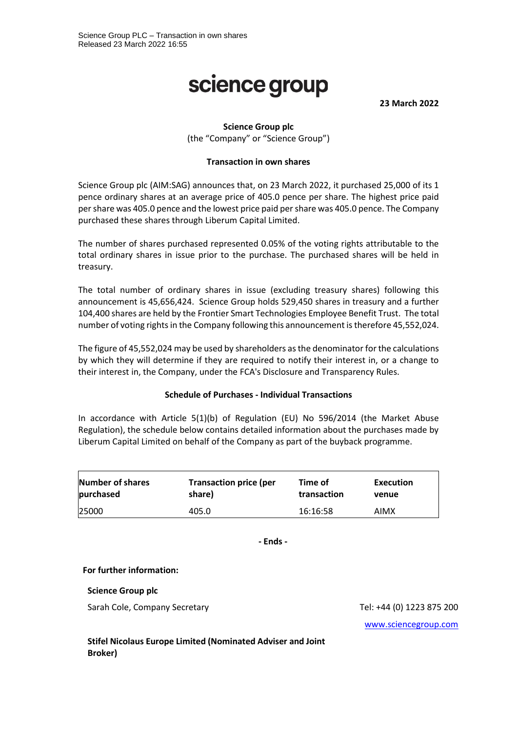Science Group PLC – Transaction in own shares
Released 23 March 2022 16:55

# science group

**23 March 2022**

**Science Group plc**
(the "Company" or "Science Group")

**Transaction in own shares**

Science Group plc (AIM:SAG) announces that, on 23 March 2022, it purchased 25,000 of its 1 pence ordinary shares at an average price of 405.0 pence per share. The highest price paid per share was 405.0 pence and the lowest price paid per share was 405.0 pence. The Company purchased these shares through Liberum Capital Limited.

The number of shares purchased represented 0.05% of the voting rights attributable to the total ordinary shares in issue prior to the purchase. The purchased shares will be held in treasury.

The total number of ordinary shares in issue (excluding treasury shares) following this announcement is 45,656,424. Science Group holds 529,450 shares in treasury and a further 104,400 shares are held by the Frontier Smart Technologies Employee Benefit Trust. The total number of voting rights in the Company following this announcement is therefore 45,552,024.

The figure of 45,552,024 may be used by shareholders as the denominator for the calculations by which they will determine if they are required to notify their interest in, or a change to their interest in, the Company, under the FCA's Disclosure and Transparency Rules.

**Schedule of Purchases - Individual Transactions**

In accordance with Article 5(1)(b) of Regulation (EU) No 596/2014 (the Market Abuse Regulation), the schedule below contains detailed information about the purchases made by Liberum Capital Limited on behalf of the Company as part of the buyback programme.

| Number of shares purchased | Transaction price (per share) | Time of transaction | Execution venue |
|---|---|---|---|
| 25000 | 405.0 | 16:16:58 | AIMX |

**- Ends -**

**For further information:**

**Science Group plc**

Sarah Cole, Company Secretary — Tel: +44 (0) 1223 875 200

www.sciencegroup.com

**Stifel Nicolaus Europe Limited (Nominated Adviser and Joint Broker)**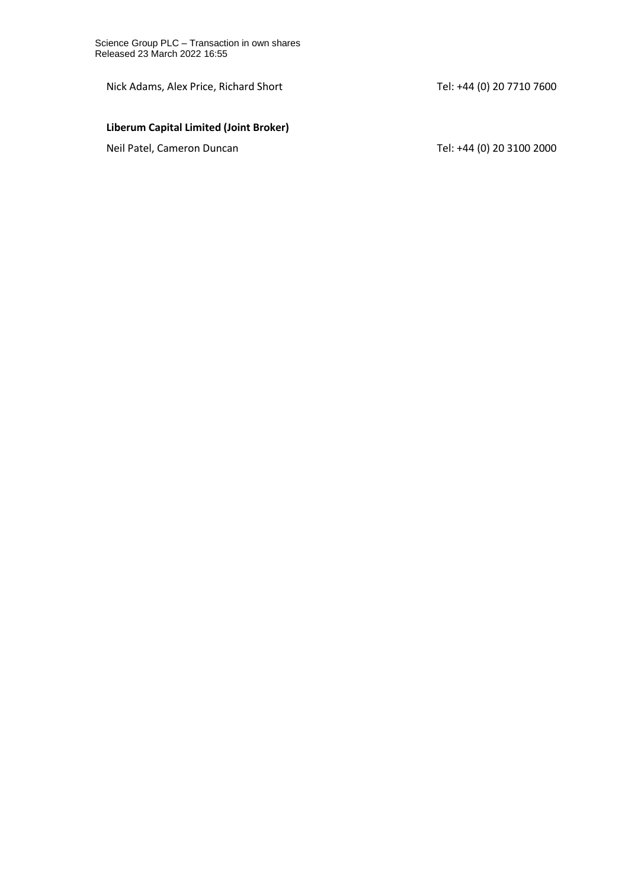Nick Adams, Alex Price, Richard Short | Tel: +44 (0) 20 7710 7600

**Liberum Capital Limited (Joint Broker)**

Neil Patel, Cameron Duncan | Tel: +44 (0) 20 3100 2000